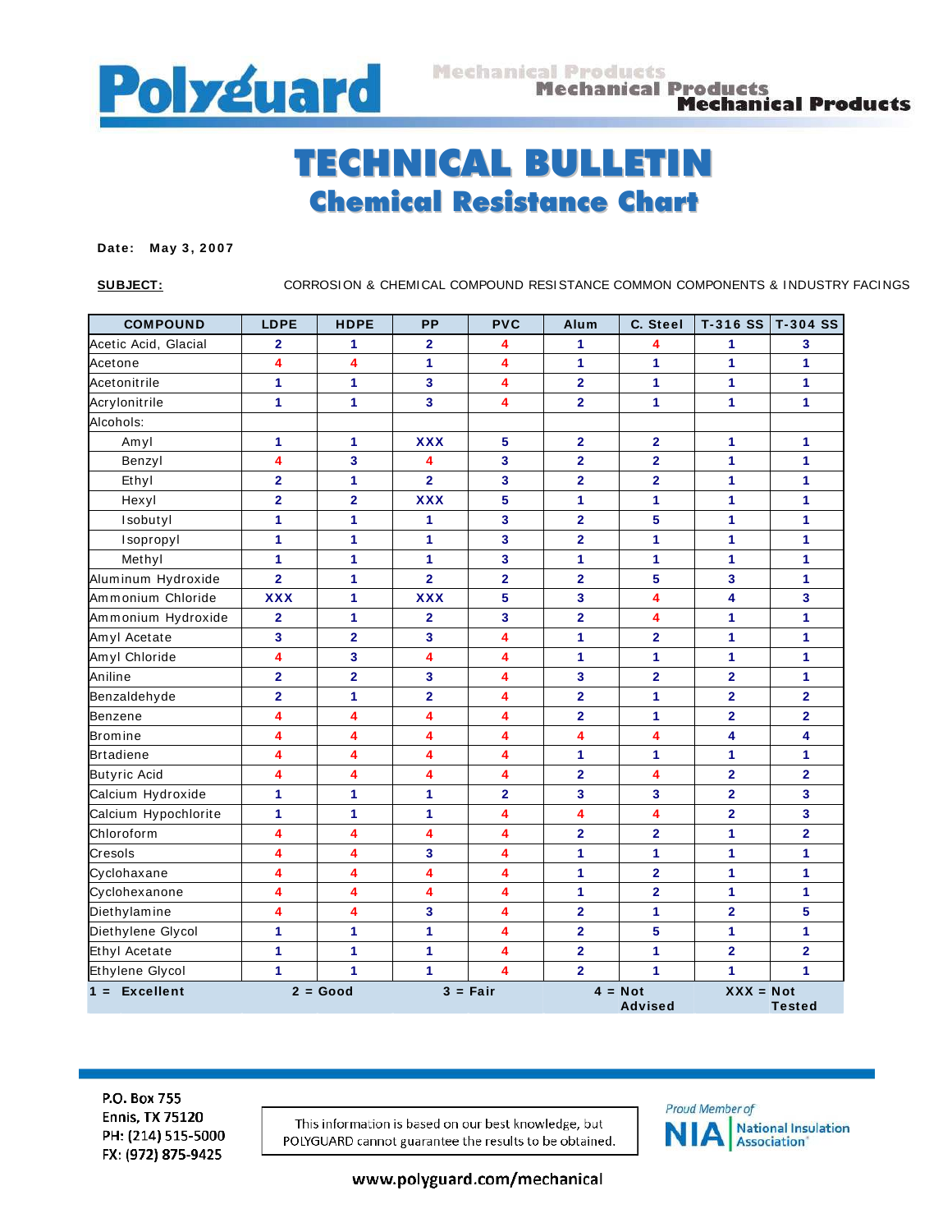Polyguard

Mechanical Products

# TECHNICAL BULLETIN

## Chemical Resistance Chart

**Date: May 3, 2007**

**SUBJECT:** CORROSION & CHEMICAL COMPOUND RESISTANCE COMMON COMPONENTS & INDUSTRY FACINGS

| COMPOUND | LDPE | HDPE | PP | PVC | Alum | C. Steel | T-316 SS | T-304 SS |
|---|---|---|---|---|---|---|---|---|
| Acetic Acid, Glacial | 2 | 1 | 2 | 4 | 1 | 4 | 1 | 3 |
| Acetone | 4 | 4 | 1 | 4 | 1 | 1 | 1 | 1 |
| Acetonitrile | 1 | 1 | 3 | 4 | 2 | 1 | 1 | 1 |
| Acrylonitrile | 1 | 1 | 3 | 4 | 2 | 1 | 1 | 1 |
| Alcohols: | | | | | | | | |
| Amyl | 1 | 1 | XXX | 5 | 2 | 2 | 1 | 1 |
| Benzyl | 4 | 3 | 4 | 3 | 2 | 2 | 1 | 1 |
| Ethyl | 2 | 1 | 2 | 3 | 2 | 2 | 1 | 1 |
| Hexyl | 2 | 2 | XXX | 5 | 1 | 1 | 1 | 1 |
| Isobutyl | 1 | 1 | 1 | 3 | 2 | 5 | 1 | 1 |
| Isopropyl | 1 | 1 | 1 | 3 | 2 | 1 | 1 | 1 |
| Methyl | 1 | 1 | 1 | 3 | 1 | 1 | 1 | 1 |
| Aluminum Hydroxide | 2 | 1 | 2 | 2 | 2 | 5 | 3 | 1 |
| Ammonium Chloride | XXX | 1 | XXX | 5 | 3 | 4 | 4 | 3 |
| Ammonium Hydroxide | 2 | 1 | 2 | 3 | 2 | 4 | 1 | 1 |
| Amyl Acetate | 3 | 2 | 3 | 4 | 1 | 2 | 1 | 1 |
| Amyl Chloride | 4 | 3 | 4 | 4 | 1 | 1 | 1 | 1 |
| Aniline | 2 | 2 | 3 | 4 | 3 | 2 | 2 | 1 |
| Benzaldehyde | 2 | 1 | 2 | 4 | 2 | 1 | 2 | 2 |
| Benzene | 4 | 4 | 4 | 4 | 2 | 1 | 2 | 2 |
| Bromine | 4 | 4 | 4 | 4 | 4 | 4 | 4 | 4 |
| Brtadiene | 4 | 4 | 4 | 4 | 1 | 1 | 1 | 1 |
| Butyric Acid | 4 | 4 | 4 | 4 | 2 | 4 | 2 | 2 |
| Calcium Hydroxide | 1 | 1 | 1 | 2 | 3 | 3 | 2 | 3 |
| Calcium Hypochlorite | 1 | 1 | 1 | 4 | 4 | 4 | 2 | 3 |
| Chloroform | 4 | 4 | 4 | 4 | 2 | 2 | 1 | 2 |
| Cresols | 4 | 4 | 3 | 4 | 1 | 1 | 1 | 1 |
| Cyclohaxane | 4 | 4 | 4 | 4 | 1 | 2 | 1 | 1 |
| Cyclohexanone | 4 | 4 | 4 | 4 | 1 | 2 | 1 | 1 |
| Diethylamine | 4 | 4 | 3 | 4 | 2 | 1 | 2 | 5 |
| Diethylene Glycol | 1 | 1 | 1 | 4 | 2 | 5 | 1 | 1 |
| Ethyl Acetate | 1 | 1 | 1 | 4 | 2 | 1 | 2 | 2 |
| Ethylene Glycol | 1 | 1 | 1 | 4 | 2 | 1 | 1 | 1 |

**1 = Excellent** **2 = Good** **3 = Fair** **4 = Not Advised** **XXX = Not Tested**

P.O. Box 755
Ennis, TX 75120
PH: (214) 515-5000
FX: (972) 875-9425

This information is based on our best knowledge, but POLYGUARD cannot guarantee the results to be obtained.

Proud Member of NIA National Insulation Association

www.polyguard.com/mechanical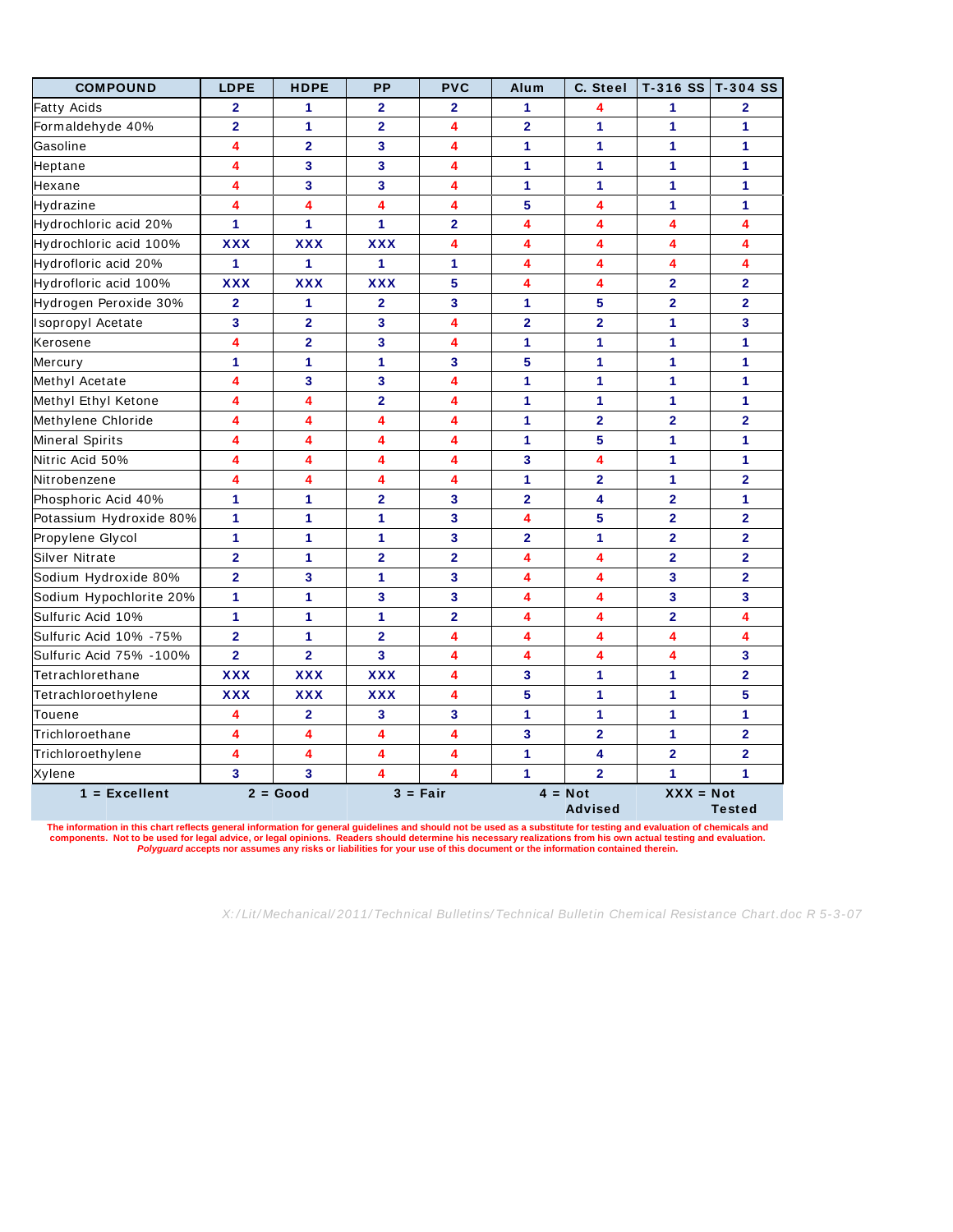| COMPOUND | LDPE | HDPE | PP | PVC | Alum | C. Steel | T-316 SS | T-304 SS |
|---|---|---|---|---|---|---|---|---|
| Fatty Acids | 2 | 1 | 2 | 2 | 1 | 4 | 1 | 2 |
| Formaldehyde 40% | 2 | 1 | 2 | 4 | 2 | 1 | 1 | 1 |
| Gasoline | 4 | 2 | 3 | 4 | 1 | 1 | 1 | 1 |
| Heptane | 4 | 3 | 3 | 4 | 1 | 1 | 1 | 1 |
| Hexane | 4 | 3 | 3 | 4 | 1 | 1 | 1 | 1 |
| Hydrazine | 4 | 4 | 4 | 4 | 5 | 4 | 1 | 1 |
| Hydrochloric acid 20% | 1 | 1 | 1 | 2 | 4 | 4 | 4 | 4 |
| Hydrochloric acid 100% | XXX | XXX | XXX | 4 | 4 | 4 | 4 | 4 |
| Hydrofloric acid 20% | 1 | 1 | 1 | 1 | 4 | 4 | 4 | 4 |
| Hydrofloric acid 100% | XXX | XXX | XXX | 5 | 4 | 4 | 2 | 2 |
| Hydrogen Peroxide 30% | 2 | 1 | 2 | 3 | 1 | 5 | 2 | 2 |
| Isopropyl Acetate | 3 | 2 | 3 | 4 | 2 | 2 | 1 | 3 |
| Kerosene | 4 | 2 | 3 | 4 | 1 | 1 | 1 | 1 |
| Mercury | 1 | 1 | 1 | 3 | 5 | 1 | 1 | 1 |
| Methyl Acetate | 4 | 3 | 3 | 4 | 1 | 1 | 1 | 1 |
| Methyl Ethyl Ketone | 4 | 4 | 2 | 4 | 1 | 1 | 1 | 1 |
| Methylene Chloride | 4 | 4 | 4 | 4 | 1 | 2 | 2 | 2 |
| Mineral Spirits | 4 | 4 | 4 | 4 | 1 | 5 | 1 | 1 |
| Nitric Acid 50% | 4 | 4 | 4 | 4 | 3 | 4 | 1 | 1 |
| Nitrobenzene | 4 | 4 | 4 | 4 | 1 | 2 | 1 | 2 |
| Phosphoric Acid 40% | 1 | 1 | 2 | 3 | 2 | 4 | 2 | 1 |
| Potassium Hydroxide 80% | 1 | 1 | 1 | 3 | 4 | 5 | 2 | 2 |
| Propylene Glycol | 1 | 1 | 1 | 3 | 2 | 1 | 2 | 2 |
| Silver Nitrate | 2 | 1 | 2 | 2 | 4 | 4 | 2 | 2 |
| Sodium Hydroxide 80% | 2 | 3 | 1 | 3 | 4 | 4 | 3 | 2 |
| Sodium Hypochlorite 20% | 1 | 1 | 3 | 3 | 4 | 4 | 3 | 3 |
| Sulfuric Acid 10% | 1 | 1 | 1 | 2 | 4 | 4 | 2 | 4 |
| Sulfuric Acid 10% -75% | 2 | 1 | 2 | 4 | 4 | 4 | 4 | 4 |
| Sulfuric Acid 75% -100% | 2 | 2 | 3 | 4 | 4 | 4 | 4 | 3 |
| Tetrachlorethane | XXX | XXX | XXX | 4 | 3 | 1 | 1 | 2 |
| Tetrachloroethylene | XXX | XXX | XXX | 4 | 5 | 1 | 1 | 5 |
| Touene | 4 | 2 | 3 | 3 | 1 | 1 | 1 | 1 |
| Trichloroethane | 4 | 4 | 4 | 4 | 3 | 2 | 1 | 2 |
| Trichloroethylene | 4 | 4 | 4 | 4 | 1 | 4 | 2 | 2 |
| Xylene | 3 | 3 | 4 | 4 | 1 | 2 | 1 | 1 |

1 = Excellent    2 = Good    3 = Fair    4 = Not Advised    XXX = Not Tested

The information in this chart reflects general information for general guidelines and should not be used as a substitute for testing and evaluation of chemicals and components. Not to be used for legal advice, or legal opinions. Readers should determine his necessary realizations from his own actual testing and evaluation. *Polyguard* accepts nor assumes any risks or liabilities for your use of this document or the information contained therein.

X:/Lit/Mechanical/2011/Technical Bulletins/Technical Bulletin Chemical Resistance Chart.doc R 5-3-07